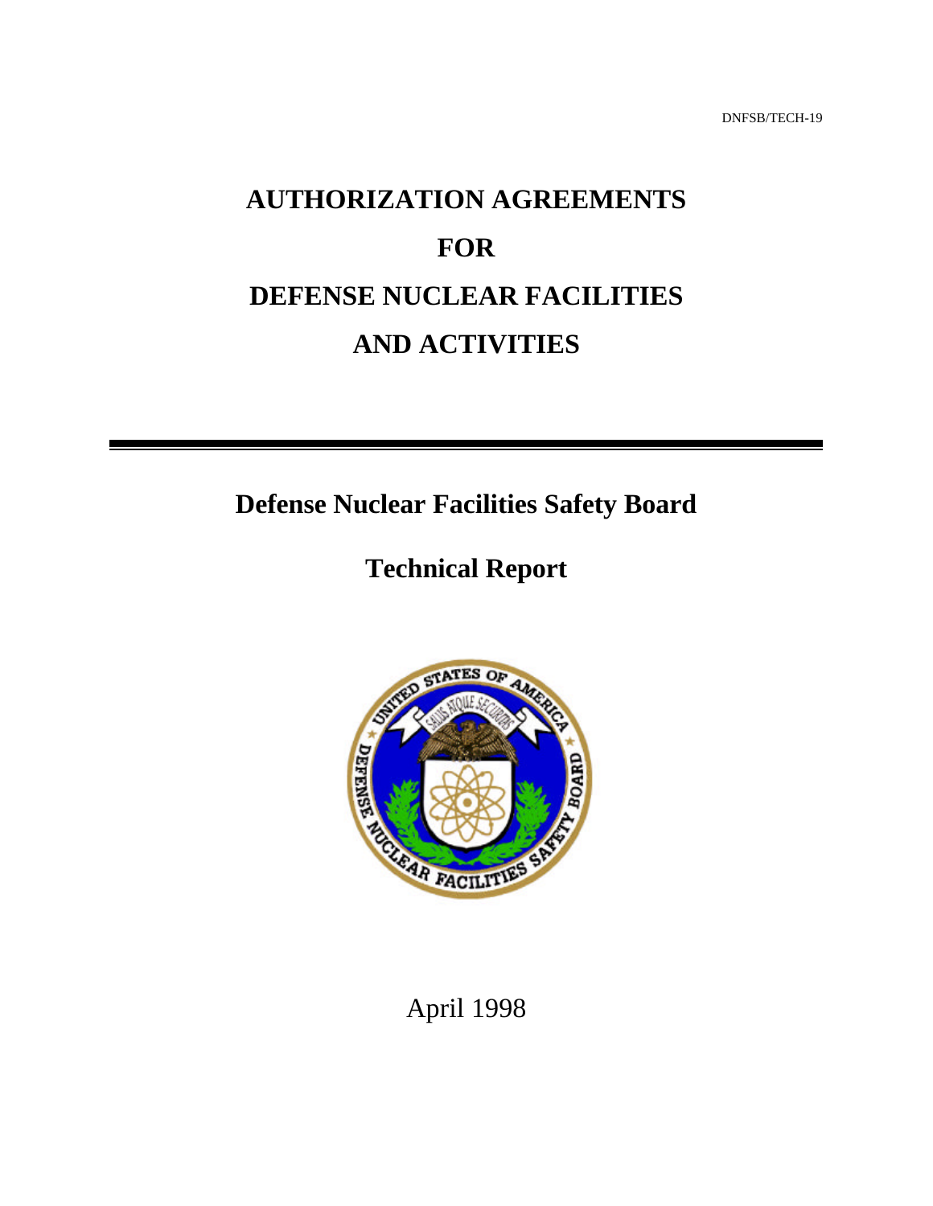DNFSB/TECH-19

# AUTHORIZATION AGREEMENTS FOR DEFENSE NUCLEAR FACILITIES AND ACTIVITIES

## Defense Nuclear Facilities Safety Board

## Technical Report

April 1998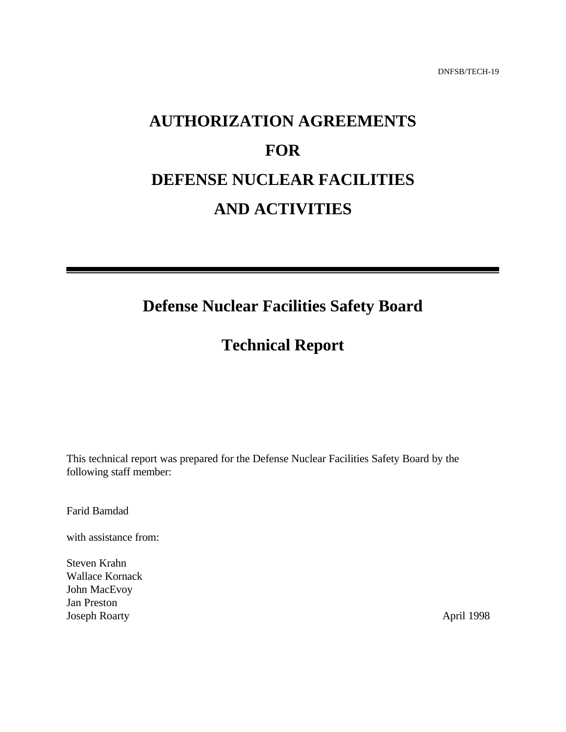DNFSB/TECH-19

# AUTHORIZATION AGREEMENTS FOR DEFENSE NUCLEAR FACILITIES AND ACTIVITIES

---

## Defense Nuclear Facilities Safety Board

## Technical Report

This technical report was prepared for the Defense Nuclear Facilities Safety Board by the following staff member:

Farid Bamdad

with assistance from:

Steven Krahn
Wallace Kornack
John MacEvoy
Jan Preston
Joseph Roarty

April 1998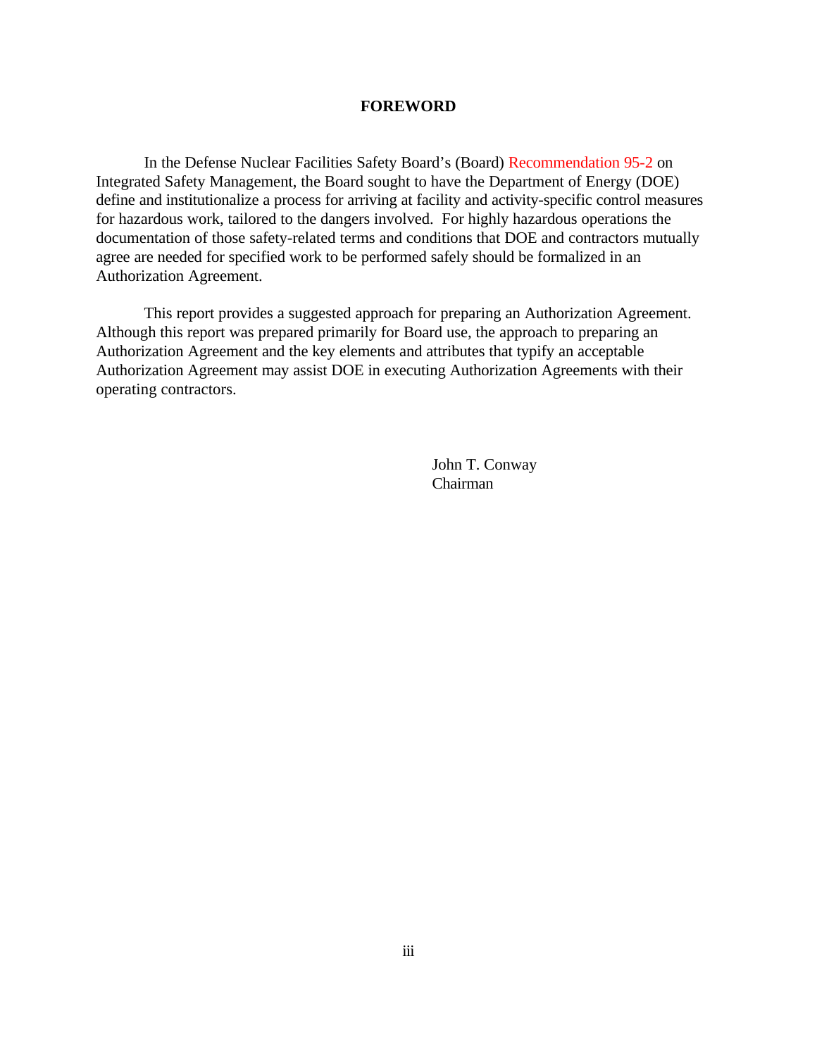# FOREWORD

In the Defense Nuclear Facilities Safety Board's (Board) Recommendation 95-2 on Integrated Safety Management, the Board sought to have the Department of Energy (DOE) define and institutionalize a process for arriving at facility and activity-specific control measures for hazardous work, tailored to the dangers involved. For highly hazardous operations the documentation of those safety-related terms and conditions that DOE and contractors mutually agree are needed for specified work to be performed safely should be formalized in an Authorization Agreement.

This report provides a suggested approach for preparing an Authorization Agreement. Although this report was prepared primarily for Board use, the approach to preparing an Authorization Agreement and the key elements and attributes that typify an acceptable Authorization Agreement may assist DOE in executing Authorization Agreements with their operating contractors.

John T. Conway
Chairman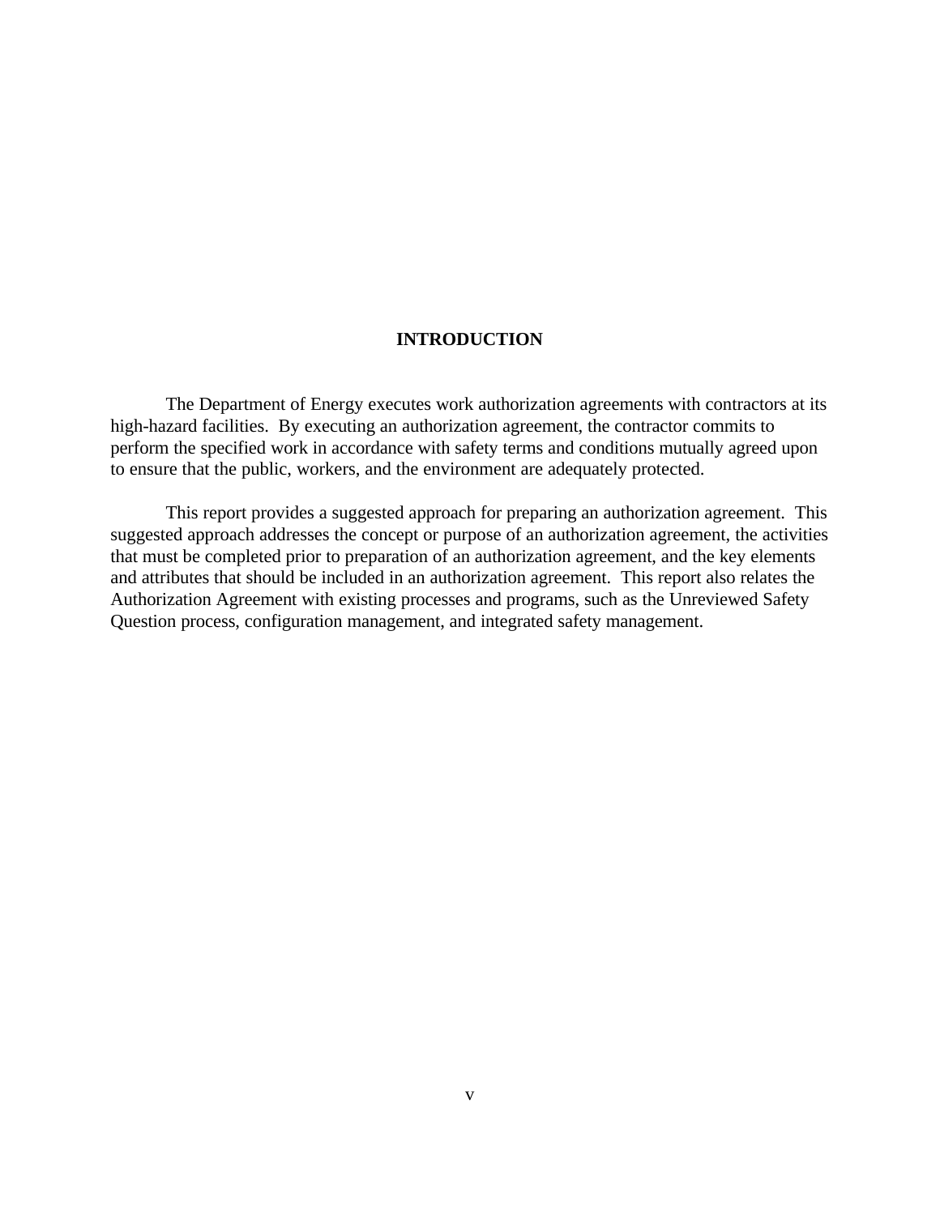# INTRODUCTION

The Department of Energy executes work authorization agreements with contractors at its high-hazard facilities. By executing an authorization agreement, the contractor commits to perform the specified work in accordance with safety terms and conditions mutually agreed upon to ensure that the public, workers, and the environment are adequately protected.

This report provides a suggested approach for preparing an authorization agreement. This suggested approach addresses the concept or purpose of an authorization agreement, the activities that must be completed prior to preparation of an authorization agreement, and the key elements and attributes that should be included in an authorization agreement. This report also relates the Authorization Agreement with existing processes and programs, such as the Unreviewed Safety Question process, configuration management, and integrated safety management.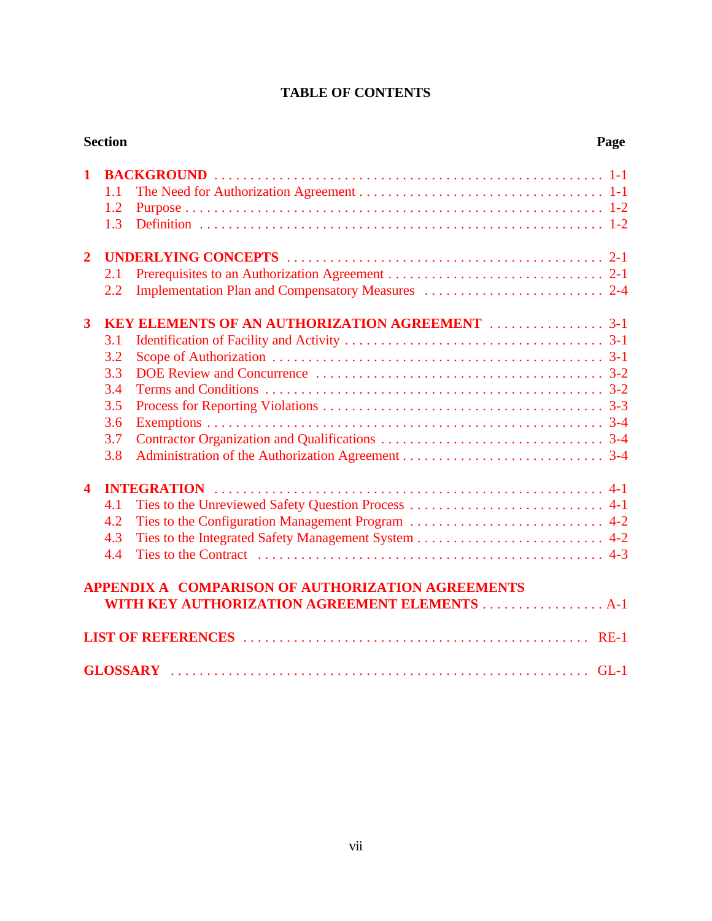# TABLE OF CONTENTS

| Section | Page |
|---|---|
| **1 BACKGROUND** | 1-1 |
| 1.1 The Need for Authorization Agreement | 1-1 |
| 1.2 Purpose | 1-2 |
| 1.3 Definition | 1-2 |
| **2 UNDERLYING CONCEPTS** | 2-1 |
| 2.1 Prerequisites to an Authorization Agreement | 2-1 |
| 2.2 Implementation Plan and Compensatory Measures | 2-4 |
| **3 KEY ELEMENTS OF AN AUTHORIZATION AGREEMENT** | 3-1 |
| 3.1 Identification of Facility and Activity | 3-1 |
| 3.2 Scope of Authorization | 3-1 |
| 3.3 DOE Review and Concurrence | 3-2 |
| 3.4 Terms and Conditions | 3-2 |
| 3.5 Process for Reporting Violations | 3-3 |
| 3.6 Exemptions | 3-4 |
| 3.7 Contractor Organization and Qualifications | 3-4 |
| 3.8 Administration of the Authorization Agreement | 3-4 |
| **4 INTEGRATION** | 4-1 |
| 4.1 Ties to the Unreviewed Safety Question Process | 4-1 |
| 4.2 Ties to the Configuration Management Program | 4-2 |
| 4.3 Ties to the Integrated Safety Management System | 4-2 |
| 4.4 Ties to the Contract | 4-3 |
| **APPENDIX A COMPARISON OF AUTHORIZATION AGREEMENTS WITH KEY AUTHORIZATION AGREEMENT ELEMENTS** | A-1 |
| **LIST OF REFERENCES** | RE-1 |
| **GLOSSARY** | GL-1 |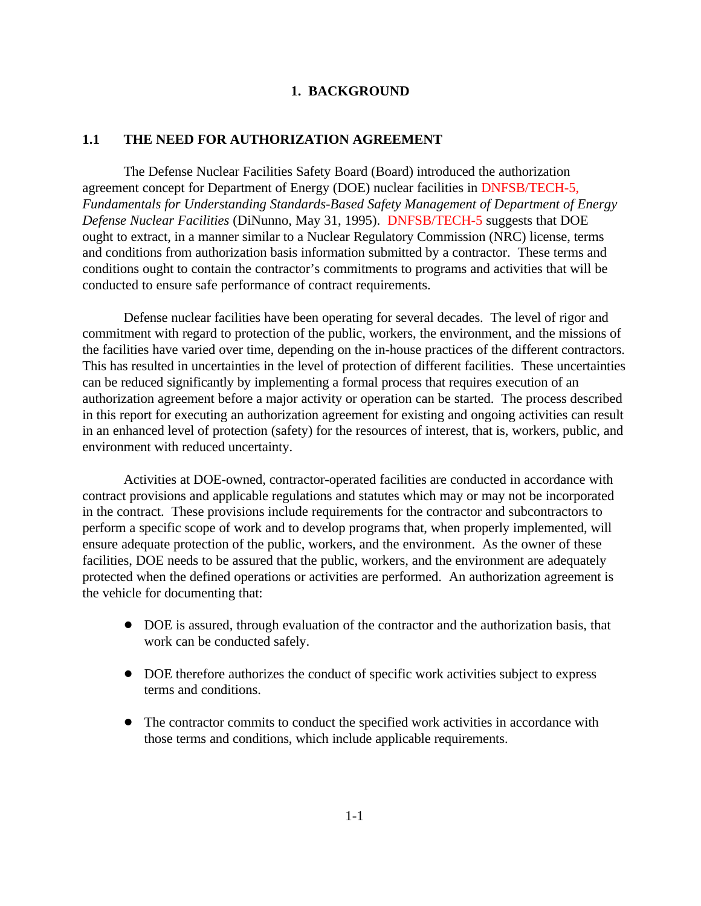# 1. BACKGROUND

## 1.1 THE NEED FOR AUTHORIZATION AGREEMENT

The Defense Nuclear Facilities Safety Board (Board) introduced the authorization agreement concept for Department of Energy (DOE) nuclear facilities in DNFSB/TECH-5, *Fundamentals for Understanding Standards-Based Safety Management of Department of Energy Defense Nuclear Facilities* (DiNunno, May 31, 1995). DNFSB/TECH-5 suggests that DOE ought to extract, in a manner similar to a Nuclear Regulatory Commission (NRC) license, terms and conditions from authorization basis information submitted by a contractor. These terms and conditions ought to contain the contractor's commitments to programs and activities that will be conducted to ensure safe performance of contract requirements.

Defense nuclear facilities have been operating for several decades. The level of rigor and commitment with regard to protection of the public, workers, the environment, and the missions of the facilities have varied over time, depending on the in-house practices of the different contractors. This has resulted in uncertainties in the level of protection of different facilities. These uncertainties can be reduced significantly by implementing a formal process that requires execution of an authorization agreement before a major activity or operation can be started. The process described in this report for executing an authorization agreement for existing and ongoing activities can result in an enhanced level of protection (safety) for the resources of interest, that is, workers, public, and environment with reduced uncertainty.

Activities at DOE-owned, contractor-operated facilities are conducted in accordance with contract provisions and applicable regulations and statutes which may or may not be incorporated in the contract. These provisions include requirements for the contractor and subcontractors to perform a specific scope of work and to develop programs that, when properly implemented, will ensure adequate protection of the public, workers, and the environment. As the owner of these facilities, DOE needs to be assured that the public, workers, and the environment are adequately protected when the defined operations or activities are performed. An authorization agreement is the vehicle for documenting that:

- DOE is assured, through evaluation of the contractor and the authorization basis, that work can be conducted safely.
- DOE therefore authorizes the conduct of specific work activities subject to express terms and conditions.
- The contractor commits to conduct the specified work activities in accordance with those terms and conditions, which include applicable requirements.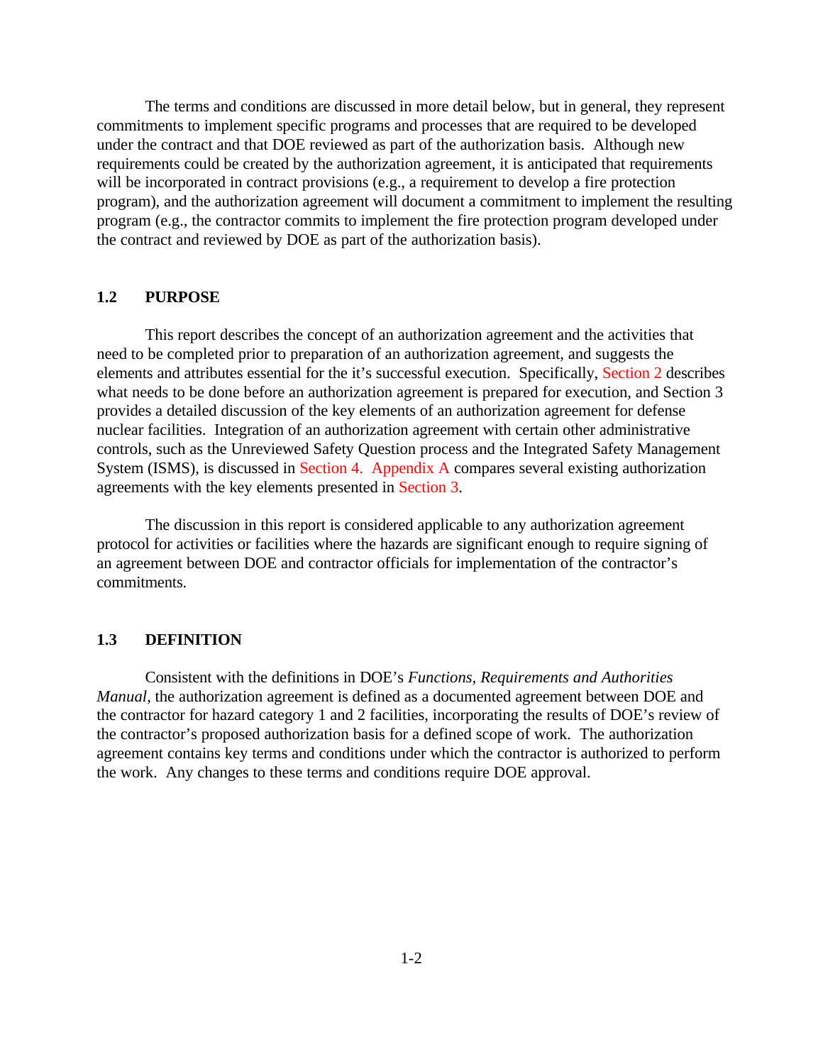The terms and conditions are discussed in more detail below, but in general, they represent commitments to implement specific programs and processes that are required to be developed under the contract and that DOE reviewed as part of the authorization basis. Although new requirements could be created by the authorization agreement, it is anticipated that requirements will be incorporated in contract provisions (e.g., a requirement to develop a fire protection program), and the authorization agreement will document a commitment to implement the resulting program (e.g., the contractor commits to implement the fire protection program developed under the contract and reviewed by DOE as part of the authorization basis).

## 1.2 PURPOSE

This report describes the concept of an authorization agreement and the activities that need to be completed prior to preparation of an authorization agreement, and suggests the elements and attributes essential for the it's successful execution. Specifically, Section 2 describes what needs to be done before an authorization agreement is prepared for execution, and Section 3 provides a detailed discussion of the key elements of an authorization agreement for defense nuclear facilities. Integration of an authorization agreement with certain other administrative controls, such as the Unreviewed Safety Question process and the Integrated Safety Management System (ISMS), is discussed in Section 4. Appendix A compares several existing authorization agreements with the key elements presented in Section 3.

The discussion in this report is considered applicable to any authorization agreement protocol for activities or facilities where the hazards are significant enough to require signing of an agreement between DOE and contractor officials for implementation of the contractor's commitments.

## 1.3 DEFINITION

Consistent with the definitions in DOE's *Functions, Requirements and Authorities Manual*, the authorization agreement is defined as a documented agreement between DOE and the contractor for hazard category 1 and 2 facilities, incorporating the results of DOE's review of the contractor's proposed authorization basis for a defined scope of work. The authorization agreement contains key terms and conditions under which the contractor is authorized to perform the work. Any changes to these terms and conditions require DOE approval.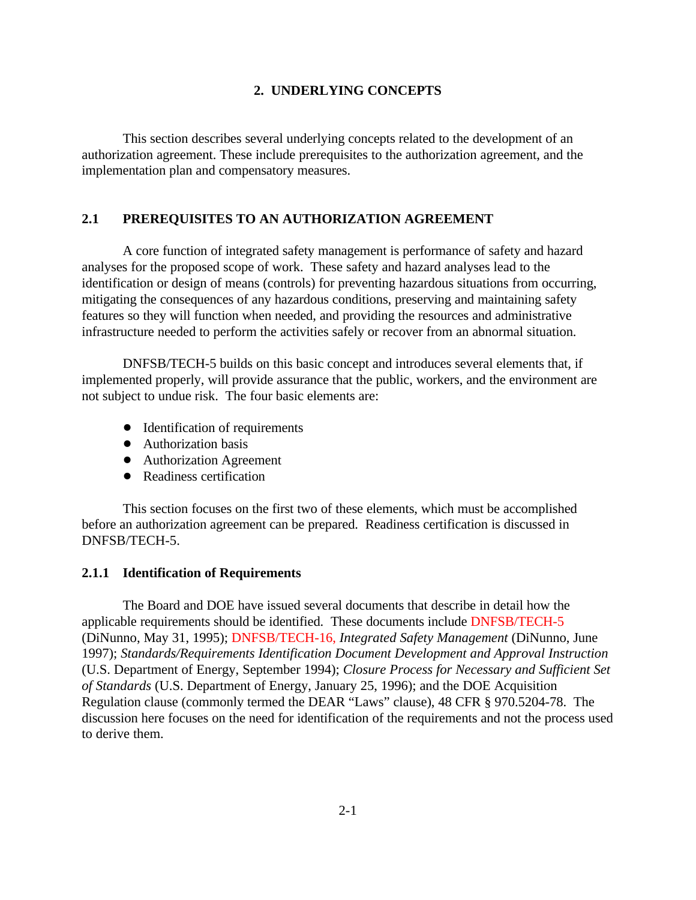# 2. UNDERLYING CONCEPTS

This section describes several underlying concepts related to the development of an authorization agreement. These include prerequisites to the authorization agreement, and the implementation plan and compensatory measures.

## 2.1 PREREQUISITES TO AN AUTHORIZATION AGREEMENT

A core function of integrated safety management is performance of safety and hazard analyses for the proposed scope of work. These safety and hazard analyses lead to the identification or design of means (controls) for preventing hazardous situations from occurring, mitigating the consequences of any hazardous conditions, preserving and maintaining safety features so they will function when needed, and providing the resources and administrative infrastructure needed to perform the activities safely or recover from an abnormal situation.

DNFSB/TECH-5 builds on this basic concept and introduces several elements that, if implemented properly, will provide assurance that the public, workers, and the environment are not subject to undue risk. The four basic elements are:

- Identification of requirements
- Authorization basis
- Authorization Agreement
- Readiness certification

This section focuses on the first two of these elements, which must be accomplished before an authorization agreement can be prepared. Readiness certification is discussed in DNFSB/TECH-5.

### 2.1.1 Identification of Requirements

The Board and DOE have issued several documents that describe in detail how the applicable requirements should be identified. These documents include DNFSB/TECH-5 (DiNunno, May 31, 1995); DNFSB/TECH-16, *Integrated Safety Management* (DiNunno, June 1997); *Standards/Requirements Identification Document Development and Approval Instruction* (U.S. Department of Energy, September 1994); *Closure Process for Necessary and Sufficient Set of Standards* (U.S. Department of Energy, January 25, 1996); and the DOE Acquisition Regulation clause (commonly termed the DEAR "Laws" clause), 48 CFR § 970.5204-78. The discussion here focuses on the need for identification of the requirements and not the process used to derive them.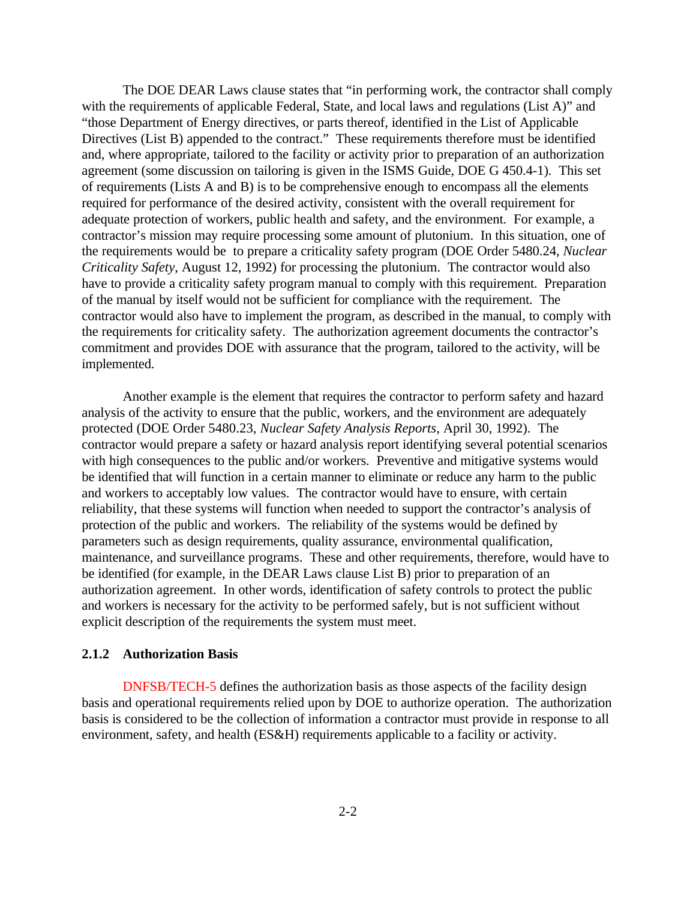The DOE DEAR Laws clause states that "in performing work, the contractor shall comply with the requirements of applicable Federal, State, and local laws and regulations (List A)" and "those Department of Energy directives, or parts thereof, identified in the List of Applicable Directives (List B) appended to the contract." These requirements therefore must be identified and, where appropriate, tailored to the facility or activity prior to preparation of an authorization agreement (some discussion on tailoring is given in the ISMS Guide, DOE G 450.4-1). This set of requirements (Lists A and B) is to be comprehensive enough to encompass all the elements required for performance of the desired activity, consistent with the overall requirement for adequate protection of workers, public health and safety, and the environment. For example, a contractor's mission may require processing some amount of plutonium. In this situation, one of the requirements would be to prepare a criticality safety program (DOE Order 5480.24, *Nuclear Criticality Safety*, August 12, 1992) for processing the plutonium. The contractor would also have to provide a criticality safety program manual to comply with this requirement. Preparation of the manual by itself would not be sufficient for compliance with the requirement. The contractor would also have to implement the program, as described in the manual, to comply with the requirements for criticality safety. The authorization agreement documents the contractor's commitment and provides DOE with assurance that the program, tailored to the activity, will be implemented.

Another example is the element that requires the contractor to perform safety and hazard analysis of the activity to ensure that the public, workers, and the environment are adequately protected (DOE Order 5480.23, *Nuclear Safety Analysis Reports*, April 30, 1992). The contractor would prepare a safety or hazard analysis report identifying several potential scenarios with high consequences to the public and/or workers. Preventive and mitigative systems would be identified that will function in a certain manner to eliminate or reduce any harm to the public and workers to acceptably low values. The contractor would have to ensure, with certain reliability, that these systems will function when needed to support the contractor's analysis of protection of the public and workers. The reliability of the systems would be defined by parameters such as design requirements, quality assurance, environmental qualification, maintenance, and surveillance programs. These and other requirements, therefore, would have to be identified (for example, in the DEAR Laws clause List B) prior to preparation of an authorization agreement. In other words, identification of safety controls to protect the public and workers is necessary for the activity to be performed safely, but is not sufficient without explicit description of the requirements the system must meet.

### 2.1.2 Authorization Basis

DNFSB/TECH-5 defines the authorization basis as those aspects of the facility design basis and operational requirements relied upon by DOE to authorize operation. The authorization basis is considered to be the collection of information a contractor must provide in response to all environment, safety, and health (ES&H) requirements applicable to a facility or activity.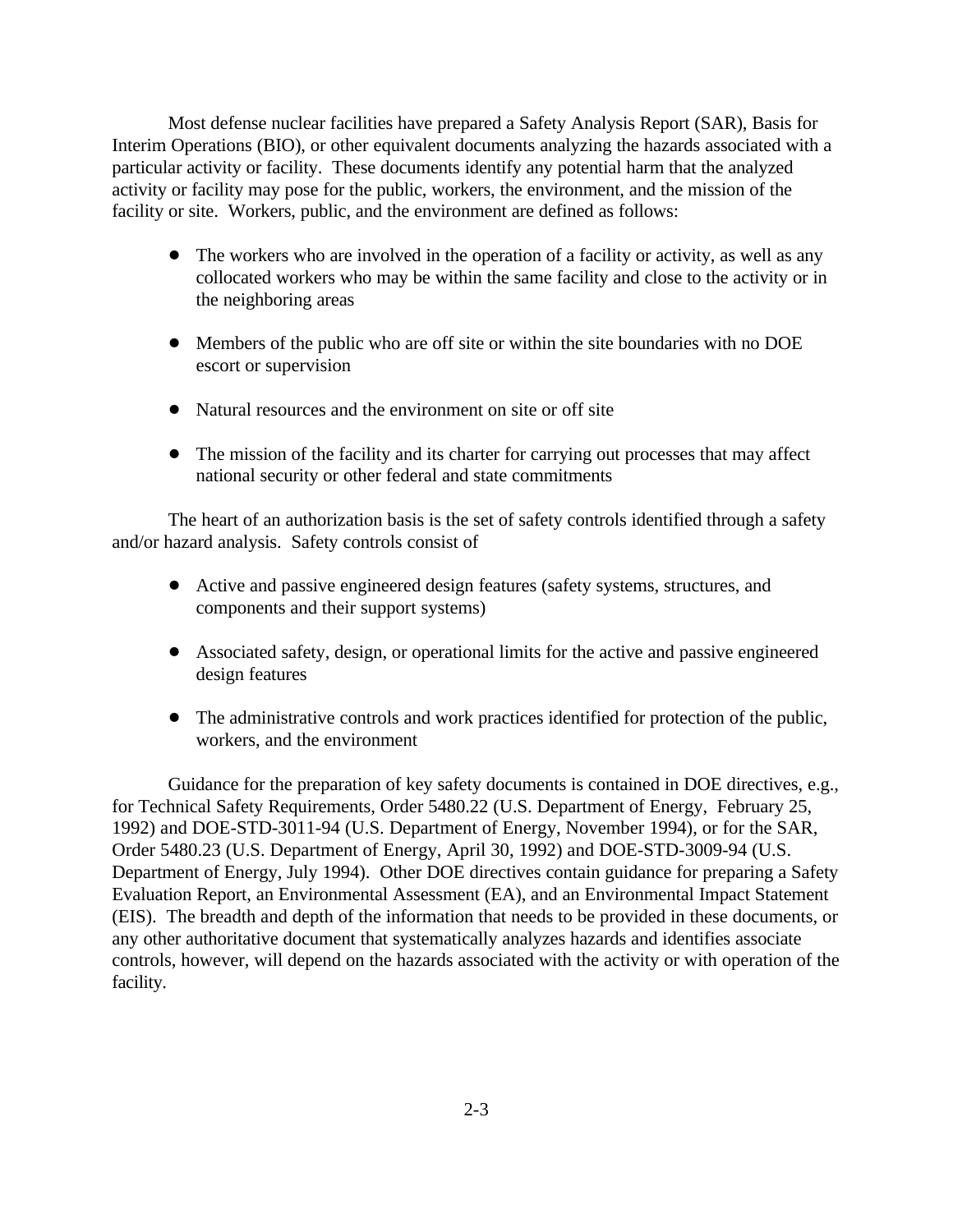Most defense nuclear facilities have prepared a Safety Analysis Report (SAR), Basis for Interim Operations (BIO), or other equivalent documents analyzing the hazards associated with a particular activity or facility. These documents identify any potential harm that the analyzed activity or facility may pose for the public, workers, the environment, and the mission of the facility or site. Workers, public, and the environment are defined as follows:

- The workers who are involved in the operation of a facility or activity, as well as any collocated workers who may be within the same facility and close to the activity or in the neighboring areas
- Members of the public who are off site or within the site boundaries with no DOE escort or supervision
- Natural resources and the environment on site or off site
- The mission of the facility and its charter for carrying out processes that may affect national security or other federal and state commitments

The heart of an authorization basis is the set of safety controls identified through a safety and/or hazard analysis. Safety controls consist of

- Active and passive engineered design features (safety systems, structures, and components and their support systems)
- Associated safety, design, or operational limits for the active and passive engineered design features
- The administrative controls and work practices identified for protection of the public, workers, and the environment

Guidance for the preparation of key safety documents is contained in DOE directives, e.g., for Technical Safety Requirements, Order 5480.22 (U.S. Department of Energy, February 25, 1992) and DOE-STD-3011-94 (U.S. Department of Energy, November 1994), or for the SAR, Order 5480.23 (U.S. Department of Energy, April 30, 1992) and DOE-STD-3009-94 (U.S. Department of Energy, July 1994). Other DOE directives contain guidance for preparing a Safety Evaluation Report, an Environmental Assessment (EA), and an Environmental Impact Statement (EIS). The breadth and depth of the information that needs to be provided in these documents, or any other authoritative document that systematically analyzes hazards and identifies associate controls, however, will depend on the hazards associated with the activity or with operation of the facility.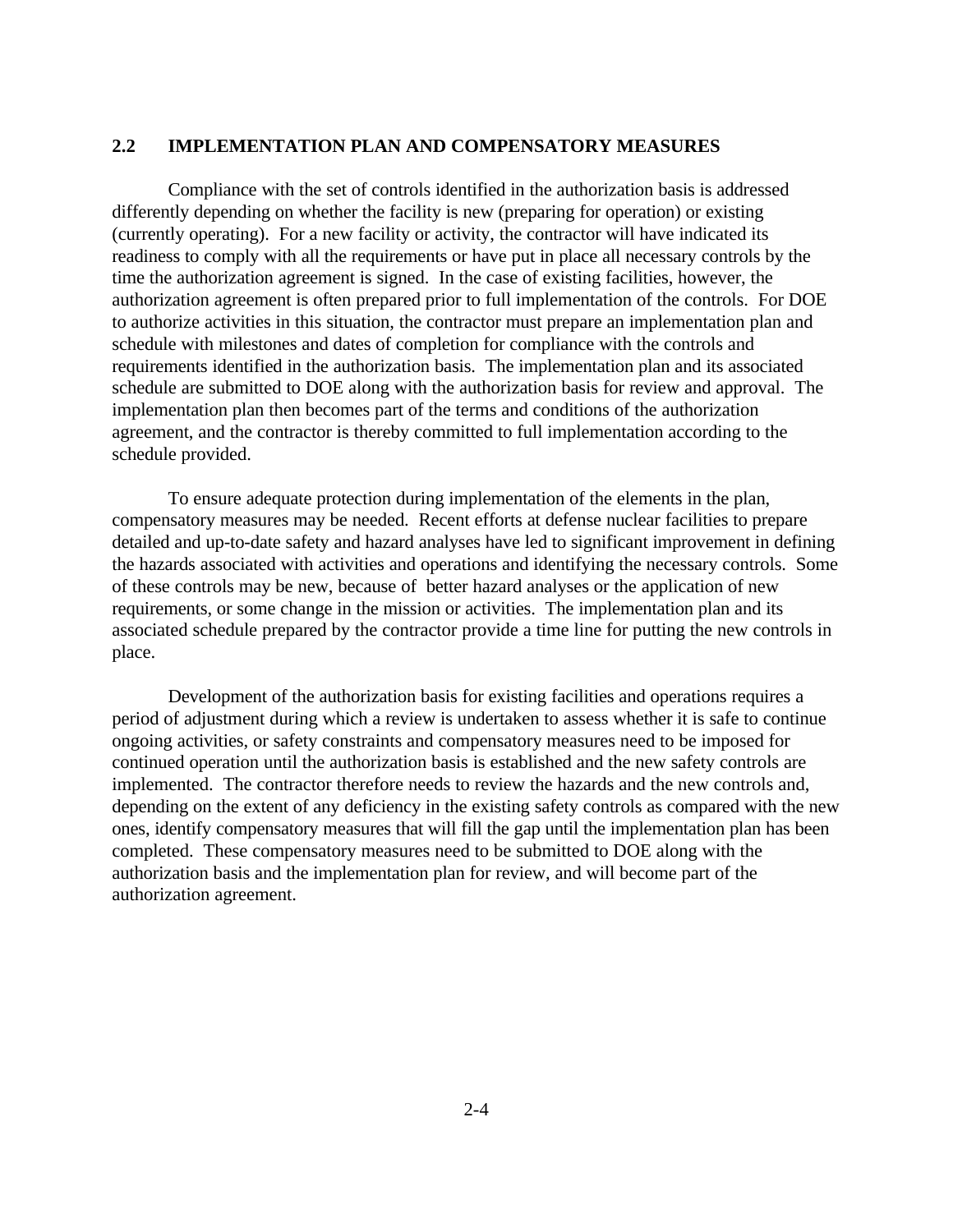## 2.2 IMPLEMENTATION PLAN AND COMPENSATORY MEASURES

Compliance with the set of controls identified in the authorization basis is addressed differently depending on whether the facility is new (preparing for operation) or existing (currently operating). For a new facility or activity, the contractor will have indicated its readiness to comply with all the requirements or have put in place all necessary controls by the time the authorization agreement is signed. In the case of existing facilities, however, the authorization agreement is often prepared prior to full implementation of the controls. For DOE to authorize activities in this situation, the contractor must prepare an implementation plan and schedule with milestones and dates of completion for compliance with the controls and requirements identified in the authorization basis. The implementation plan and its associated schedule are submitted to DOE along with the authorization basis for review and approval. The implementation plan then becomes part of the terms and conditions of the authorization agreement, and the contractor is thereby committed to full implementation according to the schedule provided.

To ensure adequate protection during implementation of the elements in the plan, compensatory measures may be needed. Recent efforts at defense nuclear facilities to prepare detailed and up-to-date safety and hazard analyses have led to significant improvement in defining the hazards associated with activities and operations and identifying the necessary controls. Some of these controls may be new, because of better hazard analyses or the application of new requirements, or some change in the mission or activities. The implementation plan and its associated schedule prepared by the contractor provide a time line for putting the new controls in place.

Development of the authorization basis for existing facilities and operations requires a period of adjustment during which a review is undertaken to assess whether it is safe to continue ongoing activities, or safety constraints and compensatory measures need to be imposed for continued operation until the authorization basis is established and the new safety controls are implemented. The contractor therefore needs to review the hazards and the new controls and, depending on the extent of any deficiency in the existing safety controls as compared with the new ones, identify compensatory measures that will fill the gap until the implementation plan has been completed. These compensatory measures need to be submitted to DOE along with the authorization basis and the implementation plan for review, and will become part of the authorization agreement.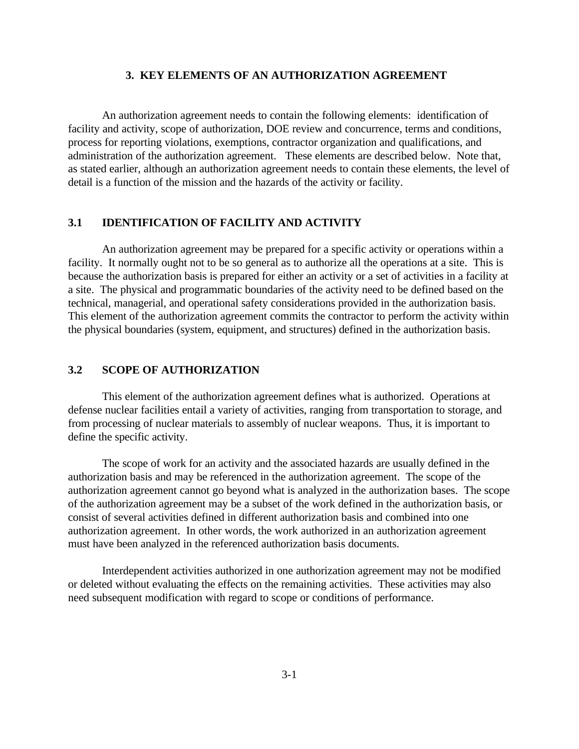# 3. KEY ELEMENTS OF AN AUTHORIZATION AGREEMENT

An authorization agreement needs to contain the following elements: identification of facility and activity, scope of authorization, DOE review and concurrence, terms and conditions, process for reporting violations, exemptions, contractor organization and qualifications, and administration of the authorization agreement. These elements are described below. Note that, as stated earlier, although an authorization agreement needs to contain these elements, the level of detail is a function of the mission and the hazards of the activity or facility.

## 3.1 IDENTIFICATION OF FACILITY AND ACTIVITY

An authorization agreement may be prepared for a specific activity or operations within a facility. It normally ought not to be so general as to authorize all the operations at a site. This is because the authorization basis is prepared for either an activity or a set of activities in a facility at a site. The physical and programmatic boundaries of the activity need to be defined based on the technical, managerial, and operational safety considerations provided in the authorization basis. This element of the authorization agreement commits the contractor to perform the activity within the physical boundaries (system, equipment, and structures) defined in the authorization basis.

## 3.2 SCOPE OF AUTHORIZATION

This element of the authorization agreement defines what is authorized. Operations at defense nuclear facilities entail a variety of activities, ranging from transportation to storage, and from processing of nuclear materials to assembly of nuclear weapons. Thus, it is important to define the specific activity.

The scope of work for an activity and the associated hazards are usually defined in the authorization basis and may be referenced in the authorization agreement. The scope of the authorization agreement cannot go beyond what is analyzed in the authorization bases. The scope of the authorization agreement may be a subset of the work defined in the authorization basis, or consist of several activities defined in different authorization basis and combined into one authorization agreement. In other words, the work authorized in an authorization agreement must have been analyzed in the referenced authorization basis documents.

Interdependent activities authorized in one authorization agreement may not be modified or deleted without evaluating the effects on the remaining activities. These activities may also need subsequent modification with regard to scope or conditions of performance.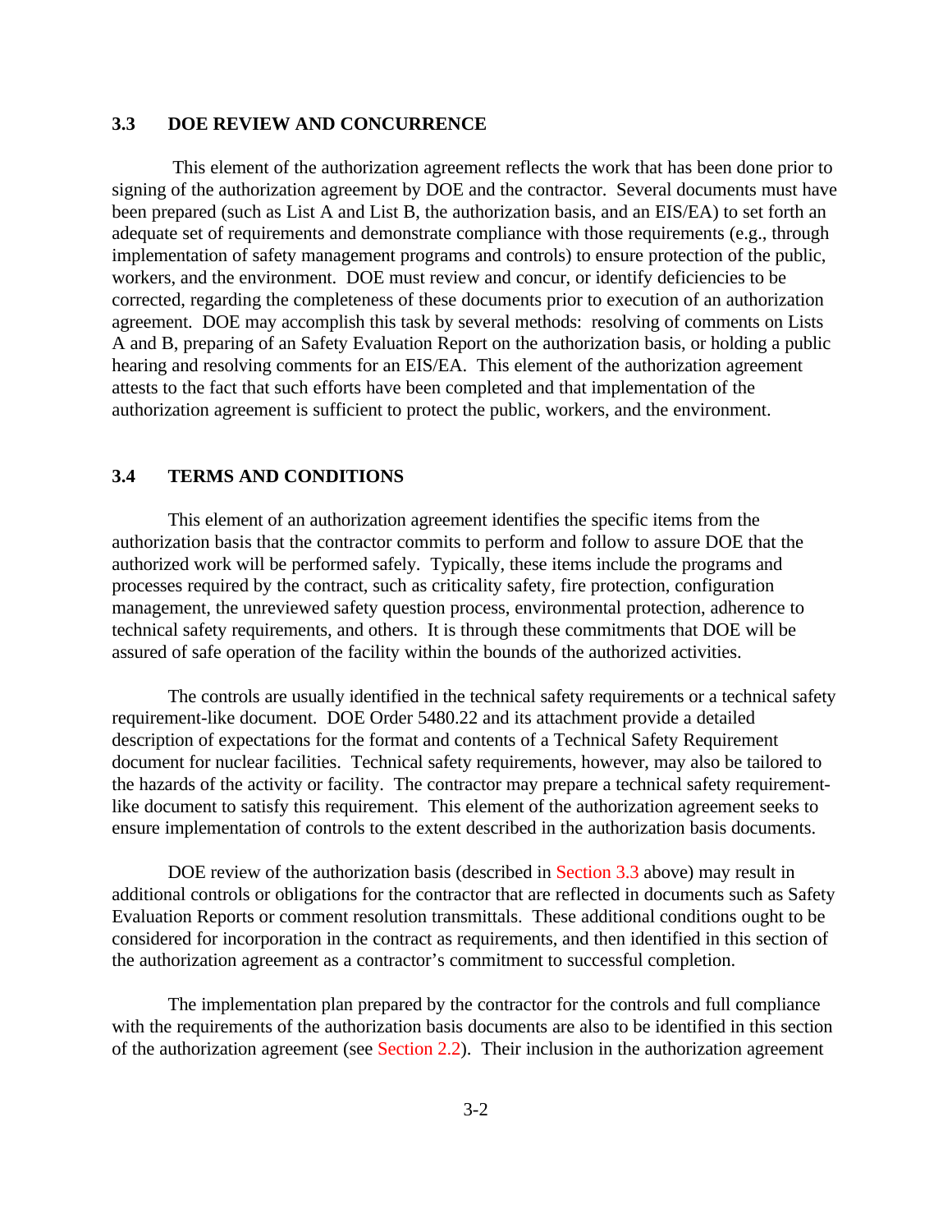### 3.3 DOE REVIEW AND CONCURRENCE

This element of the authorization agreement reflects the work that has been done prior to signing of the authorization agreement by DOE and the contractor. Several documents must have been prepared (such as List A and List B, the authorization basis, and an EIS/EA) to set forth an adequate set of requirements and demonstrate compliance with those requirements (e.g., through implementation of safety management programs and controls) to ensure protection of the public, workers, and the environment. DOE must review and concur, or identify deficiencies to be corrected, regarding the completeness of these documents prior to execution of an authorization agreement. DOE may accomplish this task by several methods: resolving of comments on Lists A and B, preparing of an Safety Evaluation Report on the authorization basis, or holding a public hearing and resolving comments for an EIS/EA. This element of the authorization agreement attests to the fact that such efforts have been completed and that implementation of the authorization agreement is sufficient to protect the public, workers, and the environment.

### 3.4 TERMS AND CONDITIONS

This element of an authorization agreement identifies the specific items from the authorization basis that the contractor commits to perform and follow to assure DOE that the authorized work will be performed safely. Typically, these items include the programs and processes required by the contract, such as criticality safety, fire protection, configuration management, the unreviewed safety question process, environmental protection, adherence to technical safety requirements, and others. It is through these commitments that DOE will be assured of safe operation of the facility within the bounds of the authorized activities.

The controls are usually identified in the technical safety requirements or a technical safety requirement-like document. DOE Order 5480.22 and its attachment provide a detailed description of expectations for the format and contents of a Technical Safety Requirement document for nuclear facilities. Technical safety requirements, however, may also be tailored to the hazards of the activity or facility. The contractor may prepare a technical safety requirement-like document to satisfy this requirement. This element of the authorization agreement seeks to ensure implementation of controls to the extent described in the authorization basis documents.

DOE review of the authorization basis (described in Section 3.3 above) may result in additional controls or obligations for the contractor that are reflected in documents such as Safety Evaluation Reports or comment resolution transmittals. These additional conditions ought to be considered for incorporation in the contract as requirements, and then identified in this section of the authorization agreement as a contractor's commitment to successful completion.

The implementation plan prepared by the contractor for the controls and full compliance with the requirements of the authorization basis documents are also to be identified in this section of the authorization agreement (see Section 2.2). Their inclusion in the authorization agreement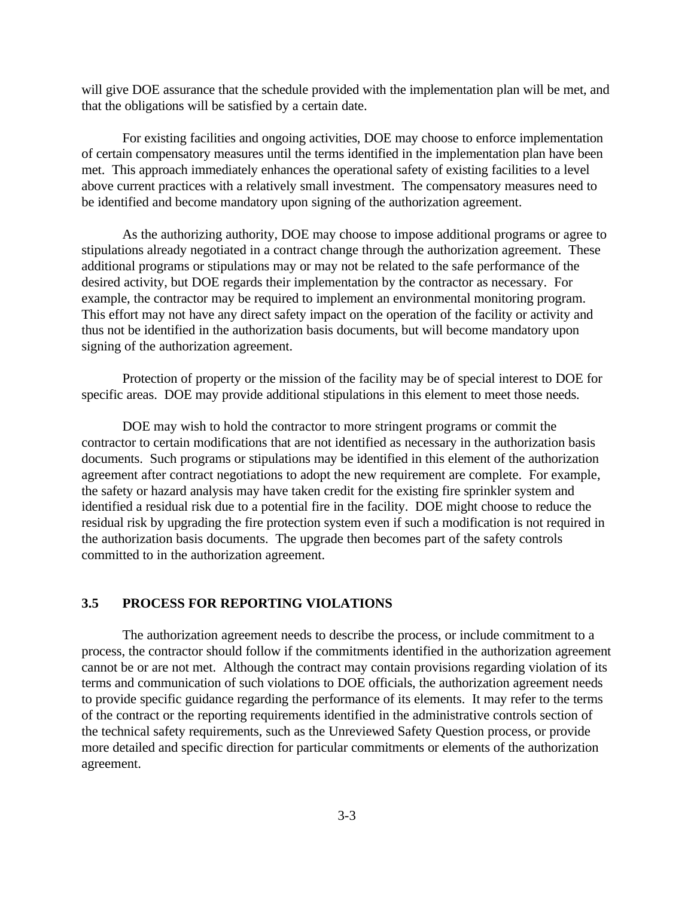will give DOE assurance that the schedule provided with the implementation plan will be met, and that the obligations will be satisfied by a certain date.

For existing facilities and ongoing activities, DOE may choose to enforce implementation of certain compensatory measures until the terms identified in the implementation plan have been met. This approach immediately enhances the operational safety of existing facilities to a level above current practices with a relatively small investment. The compensatory measures need to be identified and become mandatory upon signing of the authorization agreement.

As the authorizing authority, DOE may choose to impose additional programs or agree to stipulations already negotiated in a contract change through the authorization agreement. These additional programs or stipulations may or may not be related to the safe performance of the desired activity, but DOE regards their implementation by the contractor as necessary. For example, the contractor may be required to implement an environmental monitoring program. This effort may not have any direct safety impact on the operation of the facility or activity and thus not be identified in the authorization basis documents, but will become mandatory upon signing of the authorization agreement.

Protection of property or the mission of the facility may be of special interest to DOE for specific areas. DOE may provide additional stipulations in this element to meet those needs.

DOE may wish to hold the contractor to more stringent programs or commit the contractor to certain modifications that are not identified as necessary in the authorization basis documents. Such programs or stipulations may be identified in this element of the authorization agreement after contract negotiations to adopt the new requirement are complete. For example, the safety or hazard analysis may have taken credit for the existing fire sprinkler system and identified a residual risk due to a potential fire in the facility. DOE might choose to reduce the residual risk by upgrading the fire protection system even if such a modification is not required in the authorization basis documents. The upgrade then becomes part of the safety controls committed to in the authorization agreement.

## 3.5 PROCESS FOR REPORTING VIOLATIONS

The authorization agreement needs to describe the process, or include commitment to a process, the contractor should follow if the commitments identified in the authorization agreement cannot be or are not met. Although the contract may contain provisions regarding violation of its terms and communication of such violations to DOE officials, the authorization agreement needs to provide specific guidance regarding the performance of its elements. It may refer to the terms of the contract or the reporting requirements identified in the administrative controls section of the technical safety requirements, such as the Unreviewed Safety Question process, or provide more detailed and specific direction for particular commitments or elements of the authorization agreement.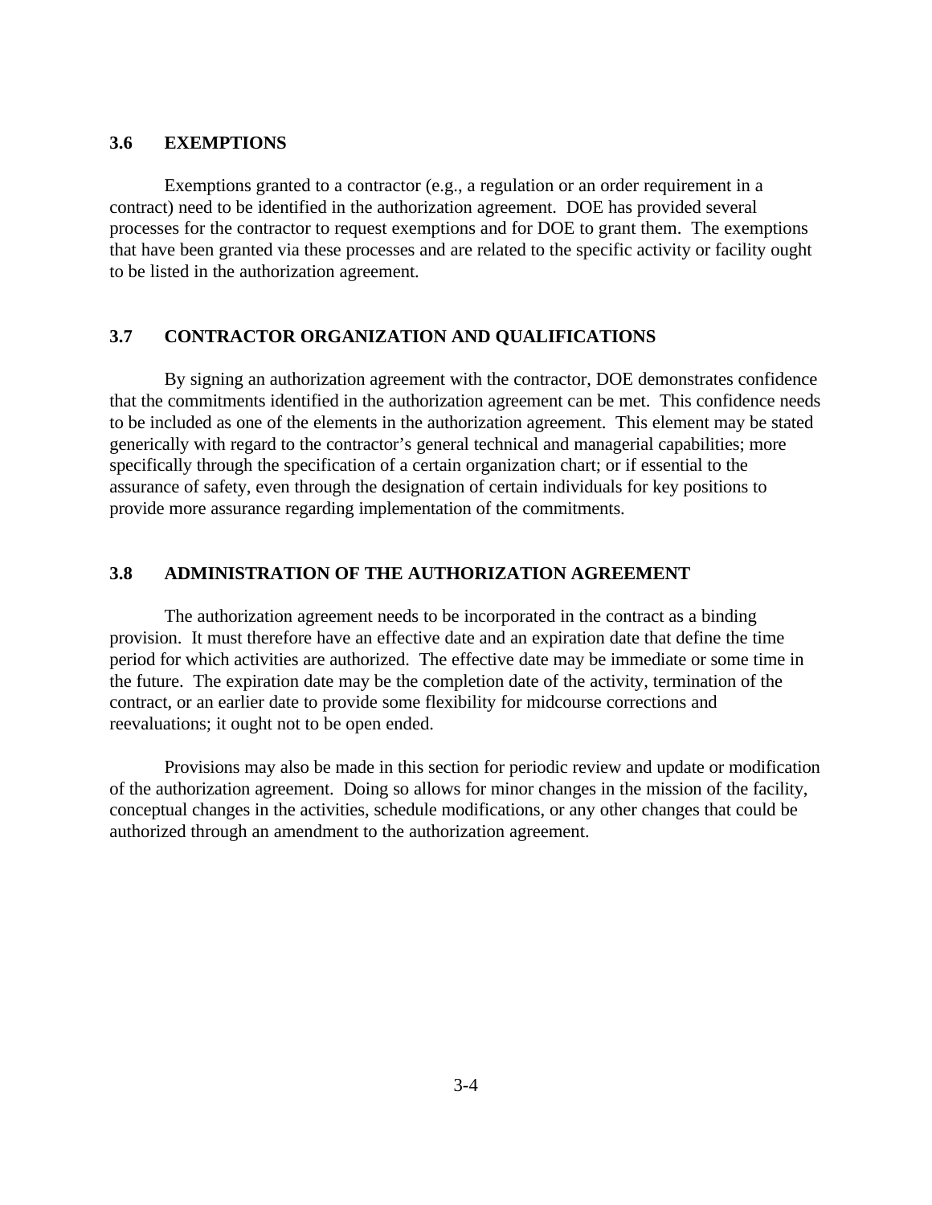## 3.6 EXEMPTIONS

Exemptions granted to a contractor (e.g., a regulation or an order requirement in a contract) need to be identified in the authorization agreement. DOE has provided several processes for the contractor to request exemptions and for DOE to grant them. The exemptions that have been granted via these processes and are related to the specific activity or facility ought to be listed in the authorization agreement.

## 3.7 CONTRACTOR ORGANIZATION AND QUALIFICATIONS

By signing an authorization agreement with the contractor, DOE demonstrates confidence that the commitments identified in the authorization agreement can be met. This confidence needs to be included as one of the elements in the authorization agreement. This element may be stated generically with regard to the contractor's general technical and managerial capabilities; more specifically through the specification of a certain organization chart; or if essential to the assurance of safety, even through the designation of certain individuals for key positions to provide more assurance regarding implementation of the commitments.

## 3.8 ADMINISTRATION OF THE AUTHORIZATION AGREEMENT

The authorization agreement needs to be incorporated in the contract as a binding provision. It must therefore have an effective date and an expiration date that define the time period for which activities are authorized. The effective date may be immediate or some time in the future. The expiration date may be the completion date of the activity, termination of the contract, or an earlier date to provide some flexibility for midcourse corrections and reevaluations; it ought not to be open ended.

Provisions may also be made in this section for periodic review and update or modification of the authorization agreement. Doing so allows for minor changes in the mission of the facility, conceptual changes in the activities, schedule modifications, or any other changes that could be authorized through an amendment to the authorization agreement.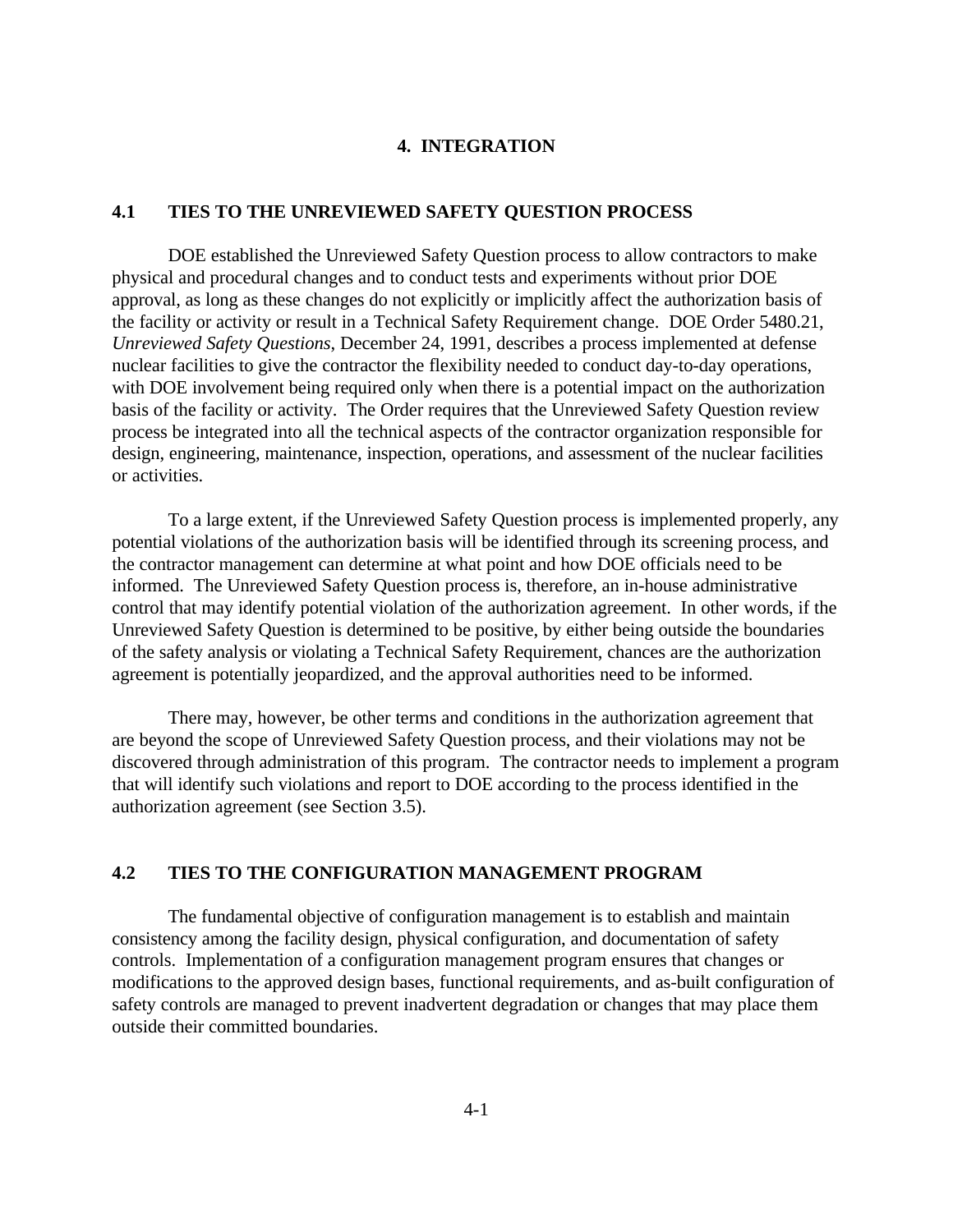# 4. INTEGRATION

## 4.1 TIES TO THE UNREVIEWED SAFETY QUESTION PROCESS

DOE established the Unreviewed Safety Question process to allow contractors to make physical and procedural changes and to conduct tests and experiments without prior DOE approval, as long as these changes do not explicitly or implicitly affect the authorization basis of the facility or activity or result in a Technical Safety Requirement change. DOE Order 5480.21, *Unreviewed Safety Questions*, December 24, 1991, describes a process implemented at defense nuclear facilities to give the contractor the flexibility needed to conduct day-to-day operations, with DOE involvement being required only when there is a potential impact on the authorization basis of the facility or activity. The Order requires that the Unreviewed Safety Question review process be integrated into all the technical aspects of the contractor organization responsible for design, engineering, maintenance, inspection, operations, and assessment of the nuclear facilities or activities.

To a large extent, if the Unreviewed Safety Question process is implemented properly, any potential violations of the authorization basis will be identified through its screening process, and the contractor management can determine at what point and how DOE officials need to be informed. The Unreviewed Safety Question process is, therefore, an in-house administrative control that may identify potential violation of the authorization agreement. In other words, if the Unreviewed Safety Question is determined to be positive, by either being outside the boundaries of the safety analysis or violating a Technical Safety Requirement, chances are the authorization agreement is potentially jeopardized, and the approval authorities need to be informed.

There may, however, be other terms and conditions in the authorization agreement that are beyond the scope of Unreviewed Safety Question process, and their violations may not be discovered through administration of this program. The contractor needs to implement a program that will identify such violations and report to DOE according to the process identified in the authorization agreement (see Section 3.5).

## 4.2 TIES TO THE CONFIGURATION MANAGEMENT PROGRAM

The fundamental objective of configuration management is to establish and maintain consistency among the facility design, physical configuration, and documentation of safety controls. Implementation of a configuration management program ensures that changes or modifications to the approved design bases, functional requirements, and as-built configuration of safety controls are managed to prevent inadvertent degradation or changes that may place them outside their committed boundaries.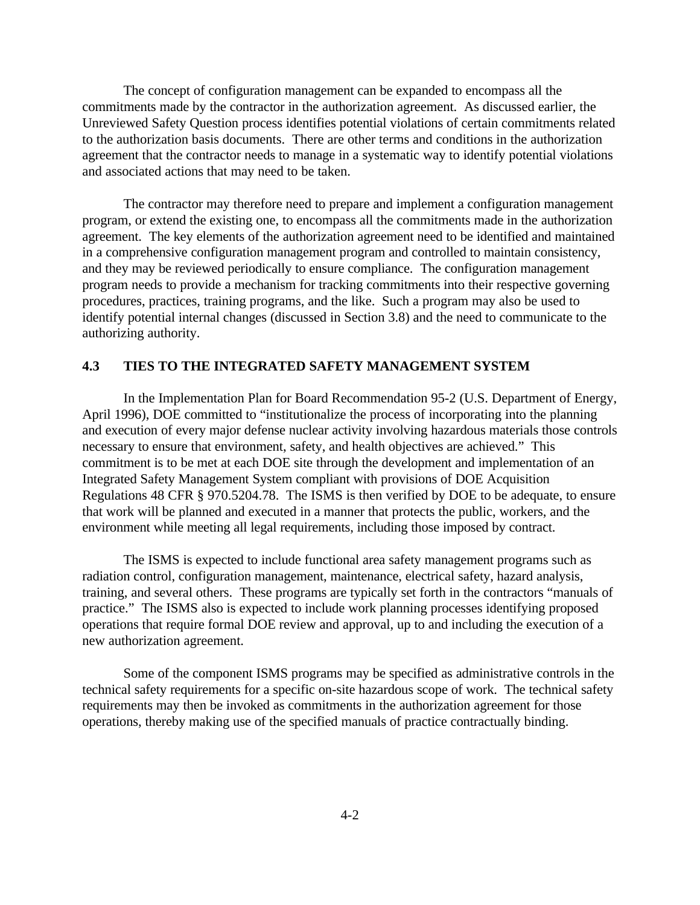The concept of configuration management can be expanded to encompass all the commitments made by the contractor in the authorization agreement. As discussed earlier, the Unreviewed Safety Question process identifies potential violations of certain commitments related to the authorization basis documents. There are other terms and conditions in the authorization agreement that the contractor needs to manage in a systematic way to identify potential violations and associated actions that may need to be taken.

The contractor may therefore need to prepare and implement a configuration management program, or extend the existing one, to encompass all the commitments made in the authorization agreement. The key elements of the authorization agreement need to be identified and maintained in a comprehensive configuration management program and controlled to maintain consistency, and they may be reviewed periodically to ensure compliance. The configuration management program needs to provide a mechanism for tracking commitments into their respective governing procedures, practices, training programs, and the like. Such a program may also be used to identify potential internal changes (discussed in Section 3.8) and the need to communicate to the authorizing authority.

### 4.3 TIES TO THE INTEGRATED SAFETY MANAGEMENT SYSTEM

In the Implementation Plan for Board Recommendation 95-2 (U.S. Department of Energy, April 1996), DOE committed to "institutionalize the process of incorporating into the planning and execution of every major defense nuclear activity involving hazardous materials those controls necessary to ensure that environment, safety, and health objectives are achieved." This commitment is to be met at each DOE site through the development and implementation of an Integrated Safety Management System compliant with provisions of DOE Acquisition Regulations 48 CFR § 970.5204.78. The ISMS is then verified by DOE to be adequate, to ensure that work will be planned and executed in a manner that protects the public, workers, and the environment while meeting all legal requirements, including those imposed by contract.

The ISMS is expected to include functional area safety management programs such as radiation control, configuration management, maintenance, electrical safety, hazard analysis, training, and several others. These programs are typically set forth in the contractors "manuals of practice." The ISMS also is expected to include work planning processes identifying proposed operations that require formal DOE review and approval, up to and including the execution of a new authorization agreement.

Some of the component ISMS programs may be specified as administrative controls in the technical safety requirements for a specific on-site hazardous scope of work. The technical safety requirements may then be invoked as commitments in the authorization agreement for those operations, thereby making use of the specified manuals of practice contractually binding.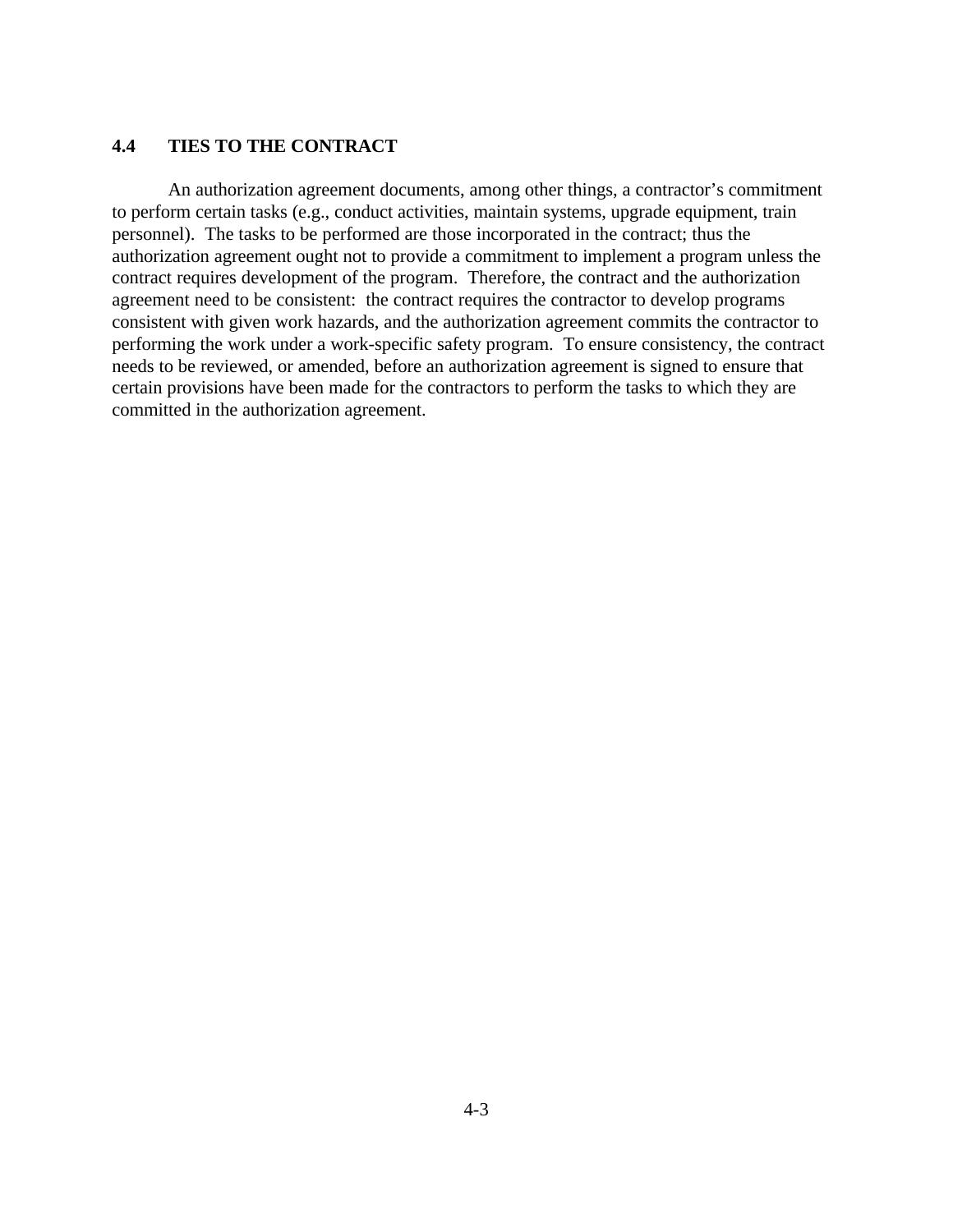## 4.4 TIES TO THE CONTRACT

An authorization agreement documents, among other things, a contractor's commitment to perform certain tasks (e.g., conduct activities, maintain systems, upgrade equipment, train personnel). The tasks to be performed are those incorporated in the contract; thus the authorization agreement ought not to provide a commitment to implement a program unless the contract requires development of the program. Therefore, the contract and the authorization agreement need to be consistent: the contract requires the contractor to develop programs consistent with given work hazards, and the authorization agreement commits the contractor to performing the work under a work-specific safety program. To ensure consistency, the contract needs to be reviewed, or amended, before an authorization agreement is signed to ensure that certain provisions have been made for the contractors to perform the tasks to which they are committed in the authorization agreement.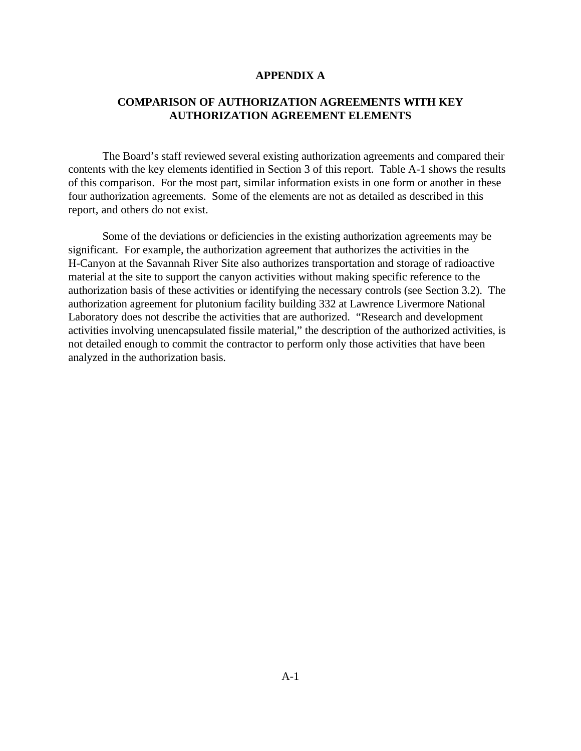# APPENDIX A

## COMPARISON OF AUTHORIZATION AGREEMENTS WITH KEY AUTHORIZATION AGREEMENT ELEMENTS

The Board's staff reviewed several existing authorization agreements and compared their contents with the key elements identified in Section 3 of this report. Table A-1 shows the results of this comparison. For the most part, similar information exists in one form or another in these four authorization agreements. Some of the elements are not as detailed as described in this report, and others do not exist.

Some of the deviations or deficiencies in the existing authorization agreements may be significant. For example, the authorization agreement that authorizes the activities in the H-Canyon at the Savannah River Site also authorizes transportation and storage of radioactive material at the site to support the canyon activities without making specific reference to the authorization basis of these activities or identifying the necessary controls (see Section 3.2). The authorization agreement for plutonium facility building 332 at Lawrence Livermore National Laboratory does not describe the activities that are authorized. "Research and development activities involving unencapsulated fissile material," the description of the authorized activities, is not detailed enough to commit the contractor to perform only those activities that have been analyzed in the authorization basis.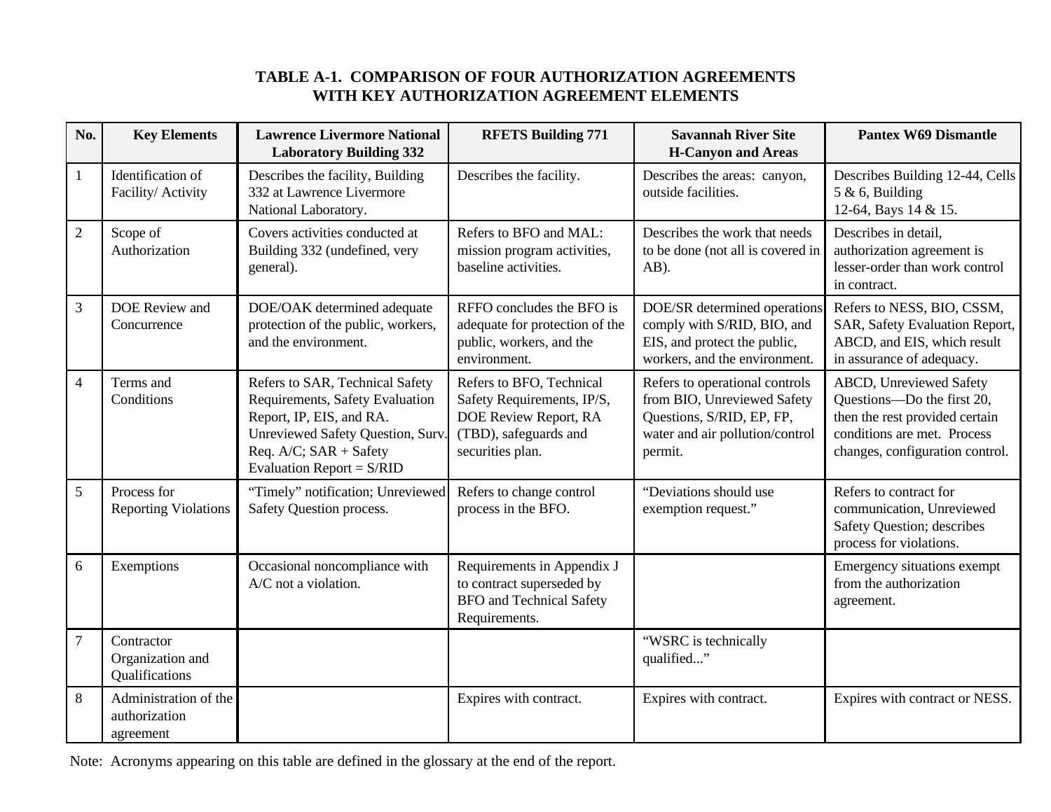### TABLE A-1. COMPARISON OF FOUR AUTHORIZATION AGREEMENTS WITH KEY AUTHORIZATION AGREEMENT ELEMENTS

| No. | Key Elements | Lawrence Livermore National Laboratory Building 332 | RFETS Building 771 | Savannah River Site H-Canyon and Areas | Pantex W69 Dismantle |
|---|---|---|---|---|---|
| 1 | Identification of Facility/ Activity | Describes the facility, Building 332 at Lawrence Livermore National Laboratory. | Describes the facility. | Describes the areas: canyon, outside facilities. | Describes Building 12-44, Cells 5 & 6, Building 12-64, Bays 14 & 15. |
| 2 | Scope of Authorization | Covers activities conducted at Building 332 (undefined, very general). | Refers to BFO and MAL: mission program activities, baseline activities. | Describes the work that needs to be done (not all is covered in AB). | Describes in detail, authorization agreement is lesser-order than work control in contract. |
| 3 | DOE Review and Concurrence | DOE/OAK determined adequate protection of the public, workers, and the environment. | RFFO concludes the BFO is adequate for protection of the public, workers, and the environment. | DOE/SR determined operations comply with S/RID, BIO, and EIS, and protect the public, workers, and the environment. | Refers to NESS, BIO, CSSM, SAR, Safety Evaluation Report, ABCD, and EIS, which result in assurance of adequacy. |
| 4 | Terms and Conditions | Refers to SAR, Technical Safety Requirements, Safety Evaluation Report, IP, EIS, and RA. Unreviewed Safety Question, Surv. Req. A/C; SAR + Safety Evaluation Report = S/RID | Refers to BFO, Technical Safety Requirements, IP/S, DOE Review Report, RA (TBD), safeguards and securities plan. | Refers to operational controls from BIO, Unreviewed Safety Questions, S/RID, EP, FP, water and air pollution/control permit. | ABCD, Unreviewed Safety Questions—Do the first 20, then the rest provided certain conditions are met. Process changes, configuration control. |
| 5 | Process for Reporting Violations | "Timely" notification; Unreviewed Safety Question process. | Refers to change control process in the BFO. | "Deviations should use exemption request." | Refers to contract for communication, Unreviewed Safety Question; describes process for violations. |
| 6 | Exemptions | Occasional noncompliance with A/C not a violation. | Requirements in Appendix J to contract superseded by BFO and Technical Safety Requirements. | | Emergency situations exempt from the authorization agreement. |
| 7 | Contractor Organization and Qualifications | | | "WSRC is technically qualified..." | |
| 8 | Administration of the authorization agreement | | Expires with contract. | Expires with contract. | Expires with contract or NESS. |

Note: Acronyms appearing on this table are defined in the glossary at the end of the report.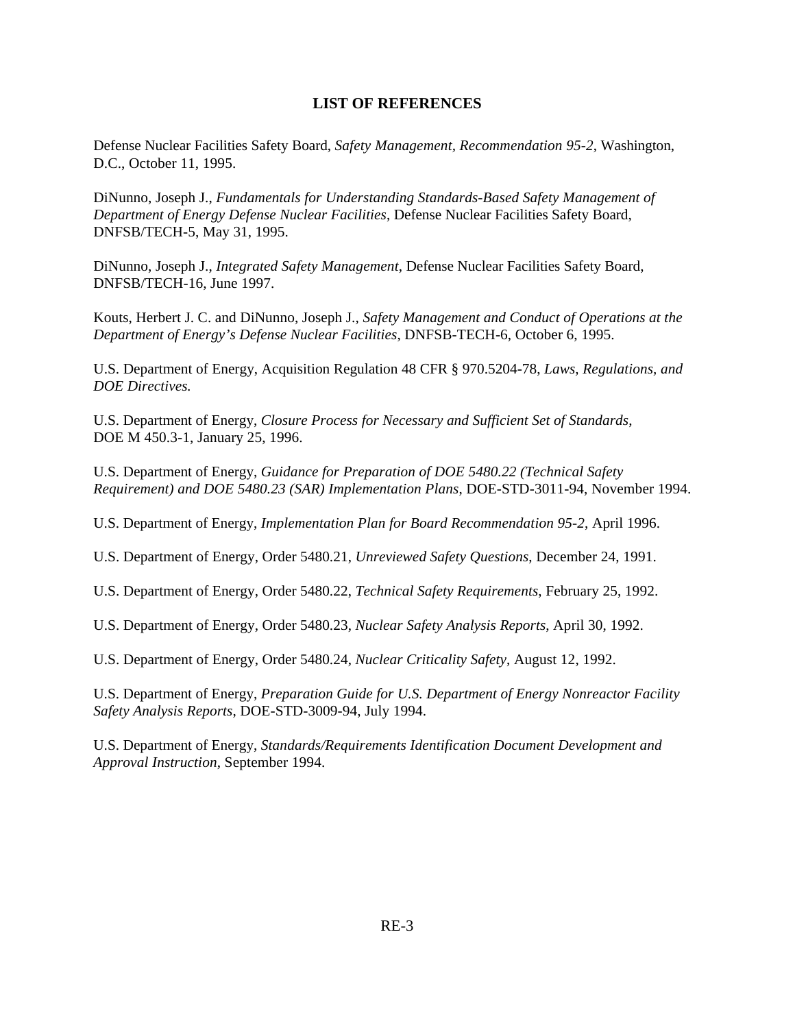## LIST OF REFERENCES

Defense Nuclear Facilities Safety Board, *Safety Management*, *Recommendation 95-2*, Washington, D.C., October 11, 1995.

DiNunno, Joseph J., *Fundamentals for Understanding Standards-Based Safety Management of Department of Energy Defense Nuclear Facilities*, Defense Nuclear Facilities Safety Board, DNFSB/TECH-5, May 31, 1995.

DiNunno, Joseph J., *Integrated Safety Management*, Defense Nuclear Facilities Safety Board, DNFSB/TECH-16, June 1997.

Kouts, Herbert J. C. and DiNunno, Joseph J., *Safety Management and Conduct of Operations at the Department of Energy's Defense Nuclear Facilities*, DNFSB-TECH-6, October 6, 1995.

U.S. Department of Energy, Acquisition Regulation 48 CFR § 970.5204-78, *Laws, Regulations, and DOE Directives.*

U.S. Department of Energy, *Closure Process for Necessary and Sufficient Set of Standards*, DOE M 450.3-1, January 25, 1996.

U.S. Department of Energy, *Guidance for Preparation of DOE 5480.22 (Technical Safety Requirement) and DOE 5480.23 (SAR) Implementation Plans*, DOE-STD-3011-94, November 1994.

U.S. Department of Energy, *Implementation Plan for Board Recommendation 95-2*, April 1996.

U.S. Department of Energy, Order 5480.21, *Unreviewed Safety Questions*, December 24, 1991.

U.S. Department of Energy, Order 5480.22, *Technical Safety Requirements*, February 25, 1992.

U.S. Department of Energy, Order 5480.23, *Nuclear Safety Analysis Reports*, April 30, 1992.

U.S. Department of Energy, Order 5480.24, *Nuclear Criticality Safety*, August 12, 1992.

U.S. Department of Energy, *Preparation Guide for U.S. Department of Energy Nonreactor Facility Safety Analysis Reports*, DOE-STD-3009-94, July 1994.

U.S. Department of Energy, *Standards/Requirements Identification Document Development and Approval Instruction*, September 1994.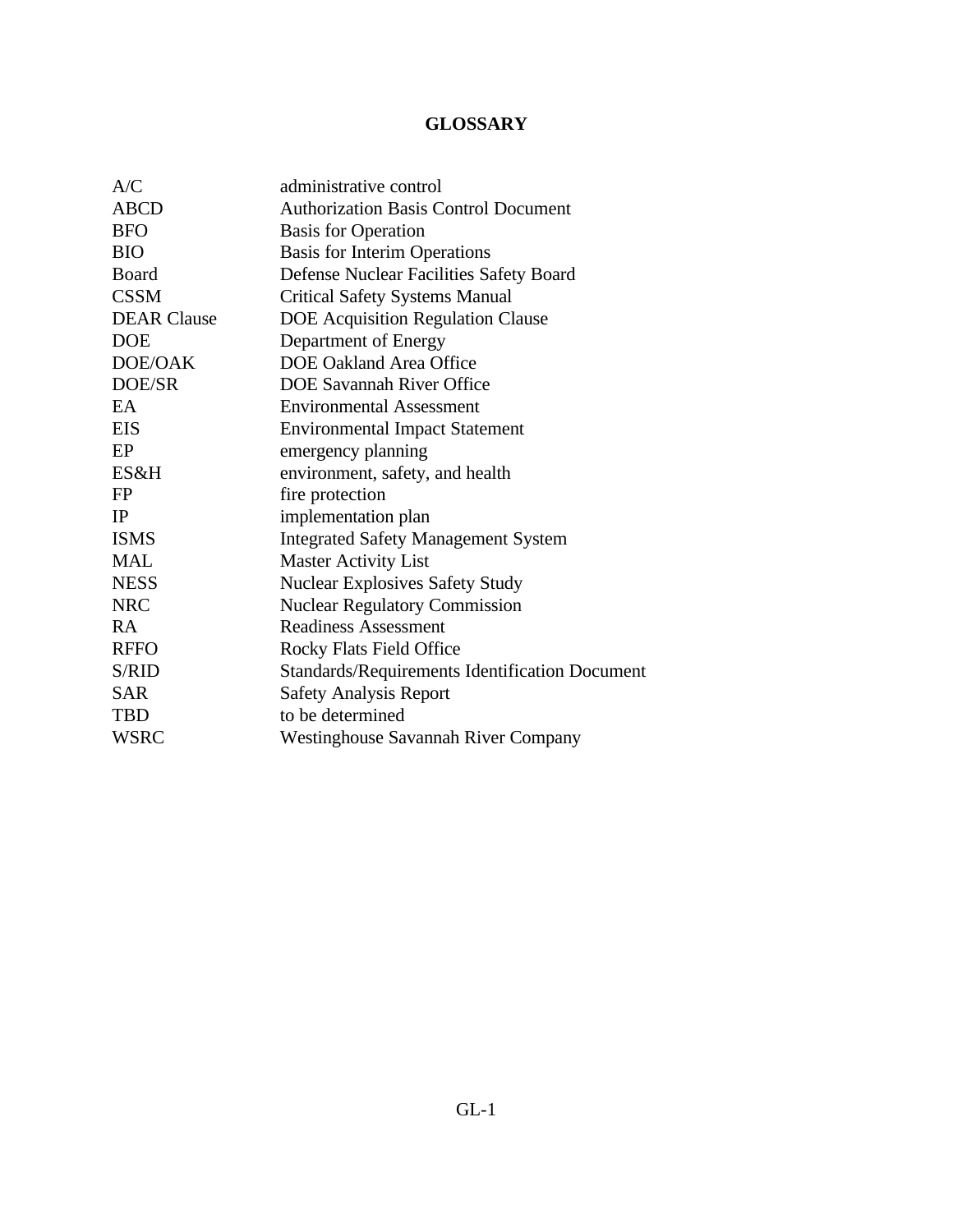# GLOSSARY

| | |
|---|---|
| A/C | administrative control |
| ABCD | Authorization Basis Control Document |
| BFO | Basis for Operation |
| BIO | Basis for Interim Operations |
| Board | Defense Nuclear Facilities Safety Board |
| CSSM | Critical Safety Systems Manual |
| DEAR Clause | DOE Acquisition Regulation Clause |
| DOE | Department of Energy |
| DOE/OAK | DOE Oakland Area Office |
| DOE/SR | DOE Savannah River Office |
| EA | Environmental Assessment |
| EIS | Environmental Impact Statement |
| EP | emergency planning |
| ES&H | environment, safety, and health |
| FP | fire protection |
| IP | implementation plan |
| ISMS | Integrated Safety Management System |
| MAL | Master Activity List |
| NESS | Nuclear Explosives Safety Study |
| NRC | Nuclear Regulatory Commission |
| RA | Readiness Assessment |
| RFFO | Rocky Flats Field Office |
| S/RID | Standards/Requirements Identification Document |
| SAR | Safety Analysis Report |
| TBD | to be determined |
| WSRC | Westinghouse Savannah River Company |